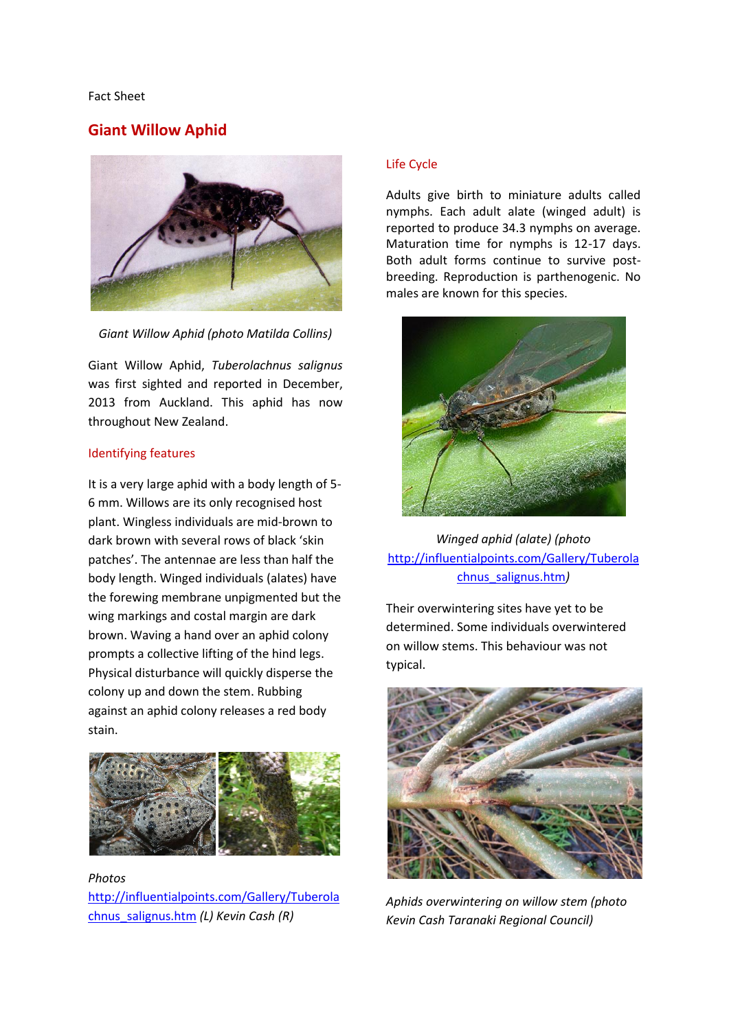Fact Sheet

# Giant Willow Aphid

*Giant Willow Aphid (photo Matilda Collins)*

Giant Willow Aphid, *Tuberolachnus salignus* was first sighted and reported in December, 2013 from Auckland. This aphid has now throughout New Zealand.

## Identifying features

It is a very large aphid with a body length of 5-6 mm. Willows are its only recognised host plant. Wingless individuals are mid-brown to dark brown with several rows of black 'skin patches'. The antennae are less than half the body length. Winged individuals (alates) have the forewing membrane unpigmented but the wing markings and costal margin are dark brown. Waving a hand over an aphid colony prompts a collective lifting of the hind legs. Physical disturbance will quickly disperse the colony up and down the stem. Rubbing against an aphid colony releases a red body stain.

*Photos* [http://influentialpoints.com/Gallery/Tuberolachnus_salignus.htm](http://influentialpoints.com/Gallery/Tuberolachnus_salignus.htm) *(L) Kevin Cash (R)*

## Life Cycle

Adults give birth to miniature adults called nymphs. Each adult alate (winged adult) is reported to produce 34.3 nymphs on average. Maturation time for nymphs is 12-17 days. Both adult forms continue to survive post-breeding. Reproduction is parthenogenic. No males are known for this species.

*Winged aphid (alate) (photo* [http://influentialpoints.com/Gallery/Tuberolachnus_salignus.htm](http://influentialpoints.com/Gallery/Tuberolachnus_salignus.htm)*)*

Their overwintering sites have yet to be determined. Some individuals overwintered on willow stems. This behaviour was not typical.

*Aphids overwintering on willow stem (photo Kevin Cash Taranaki Regional Council)*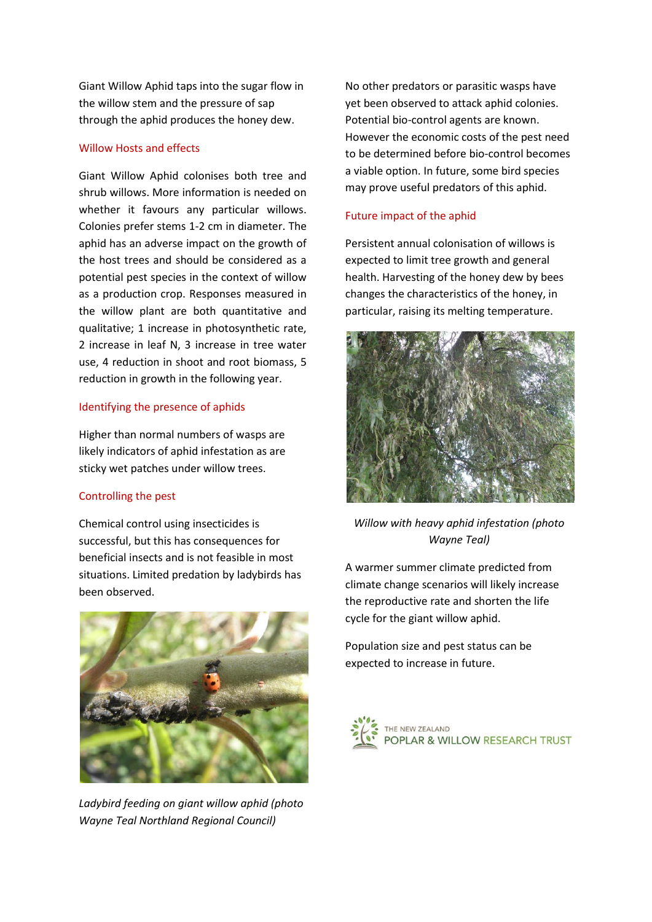Giant Willow Aphid taps into the sugar flow in the willow stem and the pressure of sap through the aphid produces the honey dew.

## Willow Hosts and effects

Giant Willow Aphid colonises both tree and shrub willows. More information is needed on whether it favours any particular willows. Colonies prefer stems 1-2 cm in diameter. The aphid has an adverse impact on the growth of the host trees and should be considered as a potential pest species in the context of willow as a production crop. Responses measured in the willow plant are both quantitative and qualitative; 1 increase in photosynthetic rate, 2 increase in leaf N, 3 increase in tree water use, 4 reduction in shoot and root biomass, 5 reduction in growth in the following year.

## Identifying the presence of aphids

Higher than normal numbers of wasps are likely indicators of aphid infestation as are sticky wet patches under willow trees.

## Controlling the pest

Chemical control using insecticides is successful, but this has consequences for beneficial insects and is not feasible in most situations. Limited predation by ladybirds has been observed.

*Ladybird feeding on giant willow aphid (photo Wayne Teal Northland Regional Council)*

No other predators or parasitic wasps have yet been observed to attack aphid colonies. Potential bio-control agents are known. However the economic costs of the pest need to be determined before bio-control becomes a viable option. In future, some bird species may prove useful predators of this aphid.

## Future impact of the aphid

Persistent annual colonisation of willows is expected to limit tree growth and general health. Harvesting of the honey dew by bees changes the characteristics of the honey, in particular, raising its melting temperature.

*Willow with heavy aphid infestation (photo Wayne Teal)*

A warmer summer climate predicted from climate change scenarios will likely increase the reproductive rate and shorten the life cycle for the giant willow aphid.

Population size and pest status can be expected to increase in future.

THE NEW ZEALAND POPLAR & WILLOW RESEARCH TRUST